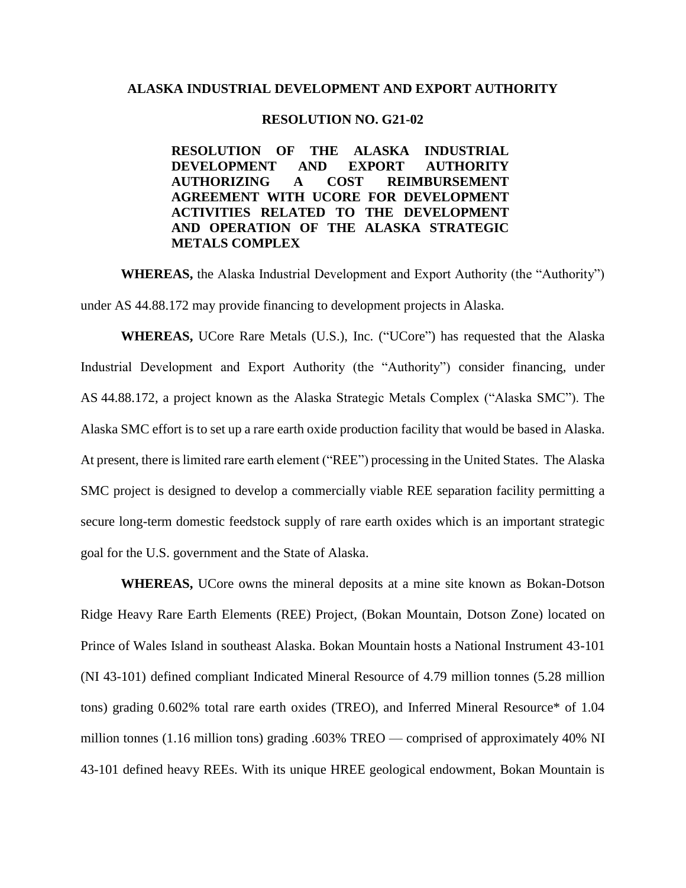**ALASKA INDUSTRIAL DEVELOPMENT AND EXPORT AUTHORITY**

**RESOLUTION NO. G21-02**

**RESOLUTION OF THE ALASKA INDUSTRIAL DEVELOPMENT AND EXPORT AUTHORITY AUTHORIZING A COST REIMBURSEMENT AGREEMENT WITH UCORE FOR DEVELOPMENT ACTIVITIES RELATED TO THE DEVELOPMENT AND OPERATION OF THE ALASKA STRATEGIC METALS COMPLEX**

**WHEREAS,** the Alaska Industrial Development and Export Authority (the "Authority") under AS 44.88.172 may provide financing to development projects in Alaska.

**WHEREAS,** UCore Rare Metals (U.S.), Inc. ("UCore") has requested that the Alaska Industrial Development and Export Authority (the "Authority") consider financing, under AS 44.88.172, a project known as the Alaska Strategic Metals Complex ("Alaska SMC"). The Alaska SMC effort is to set up a rare earth oxide production facility that would be based in Alaska. At present, there is limited rare earth element ("REE") processing in the United States. The Alaska SMC project is designed to develop a commercially viable REE separation facility permitting a secure long-term domestic feedstock supply of rare earth oxides which is an important strategic goal for the U.S. government and the State of Alaska.

**WHEREAS,** UCore owns the mineral deposits at a mine site known as Bokan-Dotson Ridge Heavy Rare Earth Elements (REE) Project, (Bokan Mountain, Dotson Zone) located on Prince of Wales Island in southeast Alaska. Bokan Mountain hosts a National Instrument 43-101 (NI 43-101) defined compliant Indicated Mineral Resource of 4.79 million tonnes (5.28 million tons) grading 0.602% total rare earth oxides (TREO), and Inferred Mineral Resource* of 1.04 million tonnes (1.16 million tons) grading .603% TREO — comprised of approximately 40% NI 43-101 defined heavy REEs. With its unique HREE geological endowment, Bokan Mountain is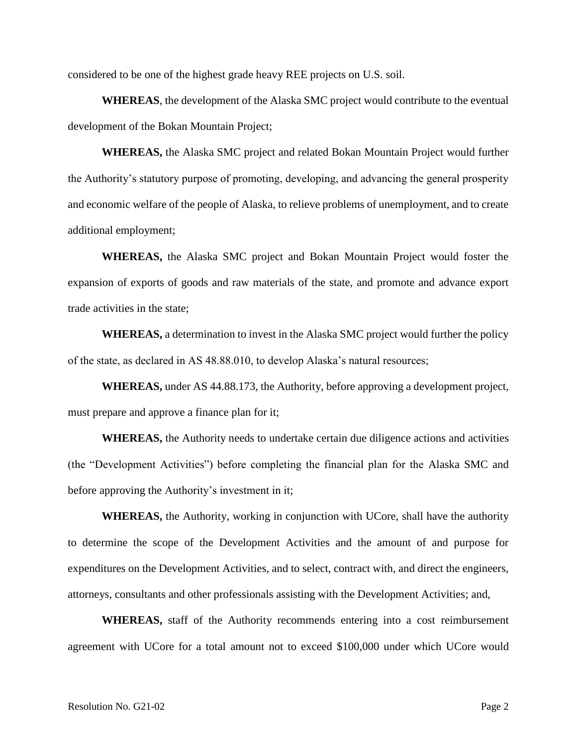considered to be one of the highest grade heavy REE projects on U.S. soil.

**WHEREAS**, the development of the Alaska SMC project would contribute to the eventual development of the Bokan Mountain Project;

**WHEREAS,** the Alaska SMC project and related Bokan Mountain Project would further the Authority's statutory purpose of promoting, developing, and advancing the general prosperity and economic welfare of the people of Alaska, to relieve problems of unemployment, and to create additional employment;

**WHEREAS,** the Alaska SMC project and Bokan Mountain Project would foster the expansion of exports of goods and raw materials of the state, and promote and advance export trade activities in the state;

**WHEREAS,** a determination to invest in the Alaska SMC project would further the policy of the state, as declared in AS 48.88.010, to develop Alaska's natural resources;

**WHEREAS,** under AS 44.88.173, the Authority, before approving a development project, must prepare and approve a finance plan for it;

**WHEREAS,** the Authority needs to undertake certain due diligence actions and activities (the "Development Activities") before completing the financial plan for the Alaska SMC and before approving the Authority's investment in it;

**WHEREAS,** the Authority, working in conjunction with UCore, shall have the authority to determine the scope of the Development Activities and the amount of and purpose for expenditures on the Development Activities, and to select, contract with, and direct the engineers, attorneys, consultants and other professionals assisting with the Development Activities; and,

**WHEREAS,** staff of the Authority recommends entering into a cost reimbursement agreement with UCore for a total amount not to exceed $100,000 under which UCore would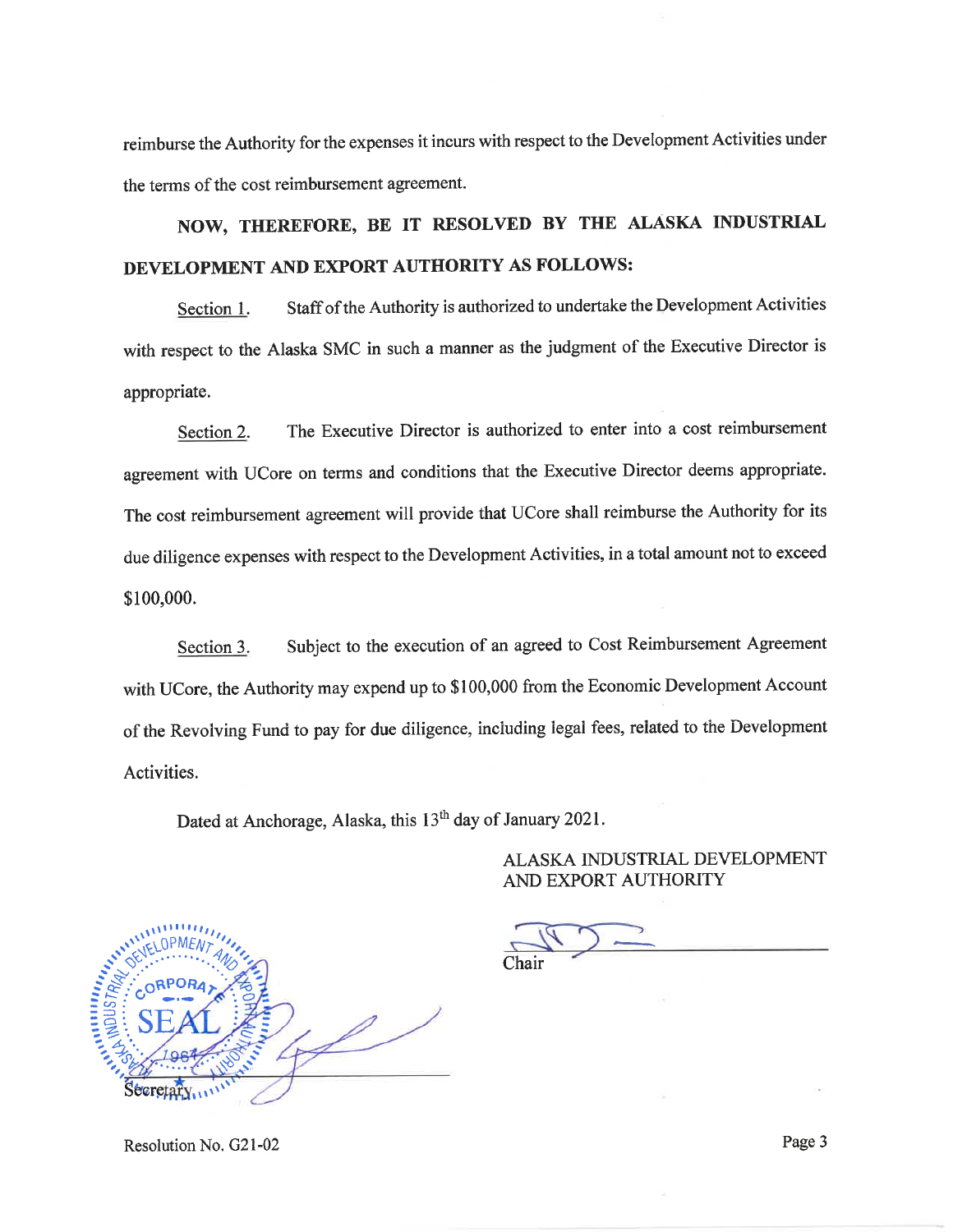reimburse the Authority for the expenses it incurs with respect to the Development Activities under the terms of the cost reimbursement agreement.

**NOW, THEREFORE, BE IT RESOLVED BY THE ALASKA INDUSTRIAL DEVELOPMENT AND EXPORT AUTHORITY AS FOLLOWS:**

Section 1. Staff of the Authority is authorized to undertake the Development Activities with respect to the Alaska SMC in such a manner as the judgment of the Executive Director is appropriate.

Section 2. The Executive Director is authorized to enter into a cost reimbursement agreement with UCore on terms and conditions that the Executive Director deems appropriate. The cost reimbursement agreement will provide that UCore shall reimburse the Authority for its due diligence expenses with respect to the Development Activities, in a total amount not to exceed $100,000.

Section 3. Subject to the execution of an agreed to Cost Reimbursement Agreement with UCore, the Authority may expend up to $100,000 from the Economic Development Account of the Revolving Fund to pay for due diligence, including legal fees, related to the Development Activities.

Dated at Anchorage, Alaska, this 13th day of January 2021.

ALASKA INDUSTRIAL DEVELOPMENT AND EXPORT AUTHORITY

Chair

ALASKA INDUSTRIAL DEVELOPMENT AND EXPORT AUTHORITY CORPORATE SEAL 1967

Secretary

Resolution No. G21-02